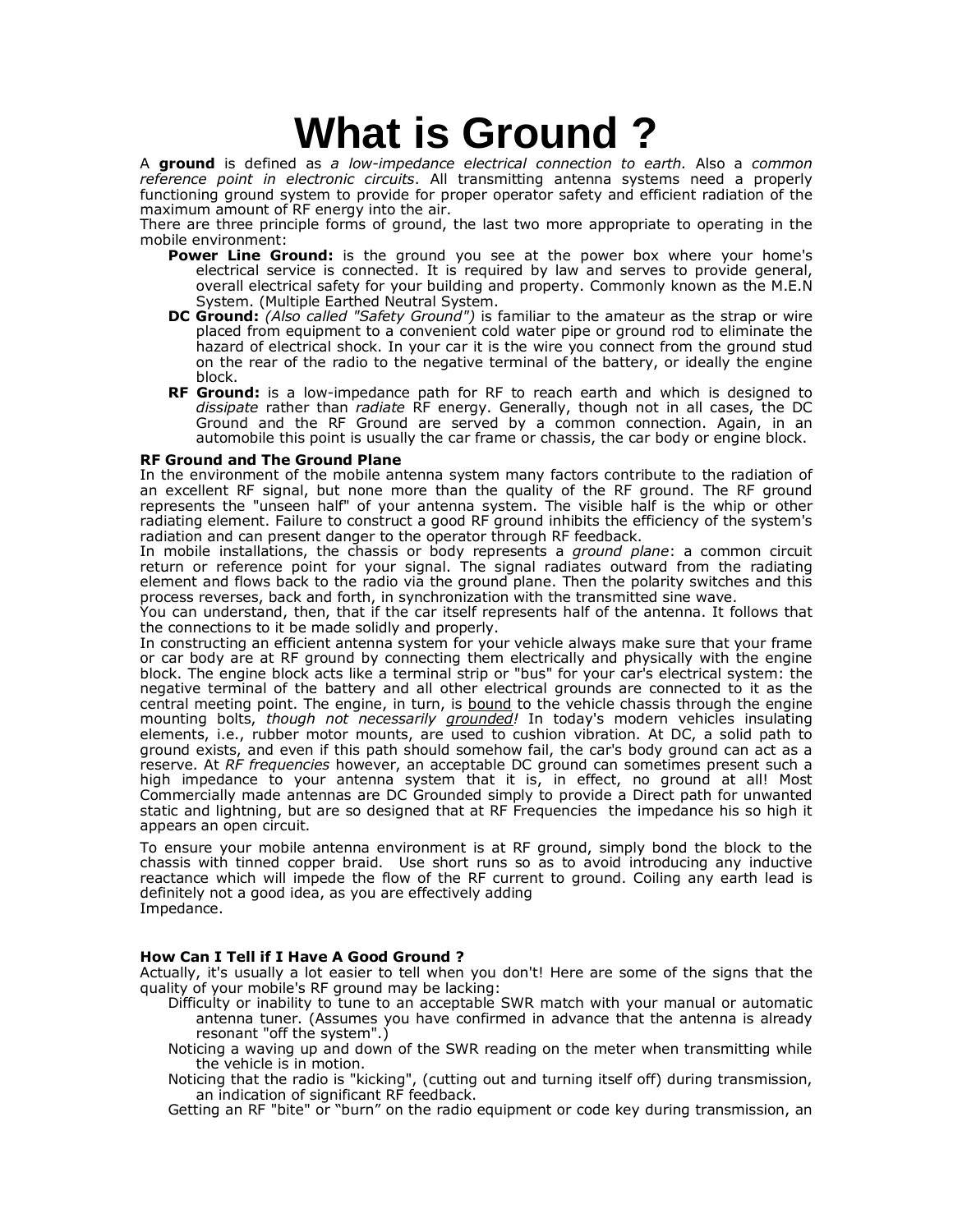// What is Ground ?

A **ground** is defined as *a low-impedance electrical connection to earth.* Also a *common reference point in electronic circuits*. All transmitting antenna systems need a properly functioning ground system to provide for proper operator safety and efficient radiation of the maximum amount of RF energy into the air.

There are three principle forms of ground, the last two more appropriate to operating in the mobile environment:

- **Power Line Ground:** is the ground you see at the power box where your home's electrical service is connected. It is required by law and serves to provide general, overall electrical safety for your building and property. Commonly known as the M.E.N System. (Multiple Earthed Neutral System.
- **DC Ground:** *(Also called "Safety Ground")* is familiar to the amateur as the strap or wire placed from equipment to a convenient cold water pipe or ground rod to eliminate the hazard of electrical shock. In your car it is the wire you connect from the ground stud on the rear of the radio to the negative terminal of the battery, or ideally the engine block.
- **RF Ground:** is a low-impedance path for RF to reach earth and which is designed to *dissipate* rather than *radiate* RF energy. Generally, though not in all cases, the DC Ground and the RF Ground are served by a common connection. Again, in an automobile this point is usually the car frame or chassis, the car body or engine block.

**RF Ground and The Ground Plane**

In the environment of the mobile antenna system many factors contribute to the radiation of an excellent RF signal, but none more than the quality of the RF ground. The RF ground represents the "unseen half" of your antenna system. The visible half is the whip or other radiating element. Failure to construct a good RF ground inhibits the efficiency of the system's radiation and can present danger to the operator through RF feedback.

In mobile installations, the chassis or body represents a *ground plane*: a common circuit return or reference point for your signal. The signal radiates outward from the radiating element and flows back to the radio via the ground plane. Then the polarity switches and this process reverses, back and forth, in synchronization with the transmitted sine wave.

You can understand, then, that if the car itself represents half of the antenna. It follows that the connections to it be made solidly and properly.

In constructing an efficient antenna system for your vehicle always make sure that your frame or car body are at RF ground by connecting them electrically and physically with the engine block. The engine block acts like a terminal strip or "bus" for your car's electrical system: the negative terminal of the battery and all other electrical grounds are connected to it as the central meeting point. The engine, in turn, is <u>bound</u> to the vehicle chassis through the engine mounting bolts, *though not necessarily <u>grounded</u>!* In today's modern vehicles insulating elements, i.e., rubber motor mounts, are used to cushion vibration. At DC, a solid path to ground exists, and even if this path should somehow fail, the car's body ground can act as a reserve. At *RF frequencies* however, an acceptable DC ground can sometimes present such a high impedance to your antenna system that it is, in effect, no ground at all! Most Commercially made antennas are DC Grounded simply to provide a Direct path for unwanted static and lightning, but are so designed that at RF Frequencies the impedance his so high it appears an open circuit.

To ensure your mobile antenna environment is at RF ground, simply bond the block to the chassis with tinned copper braid. Use short runs so as to avoid introducing any inductive reactance which will impede the flow of the RF current to ground. Coiling any earth lead is definitely not a good idea, as you are effectively adding
Impedance.

**How Can I Tell if I Have A Good Ground ?**

Actually, it's usually a lot easier to tell when you don't! Here are some of the signs that the quality of your mobile's RF ground may be lacking:

- Difficulty or inability to tune to an acceptable SWR match with your manual or automatic antenna tuner. (Assumes you have confirmed in advance that the antenna is already resonant "off the system".)
- Noticing a waving up and down of the SWR reading on the meter when transmitting while the vehicle is in motion.
- Noticing that the radio is "kicking", (cutting out and turning itself off) during transmission, an indication of significant RF feedback.
- Getting an RF "bite" or "burn" on the radio equipment or code key during transmission, an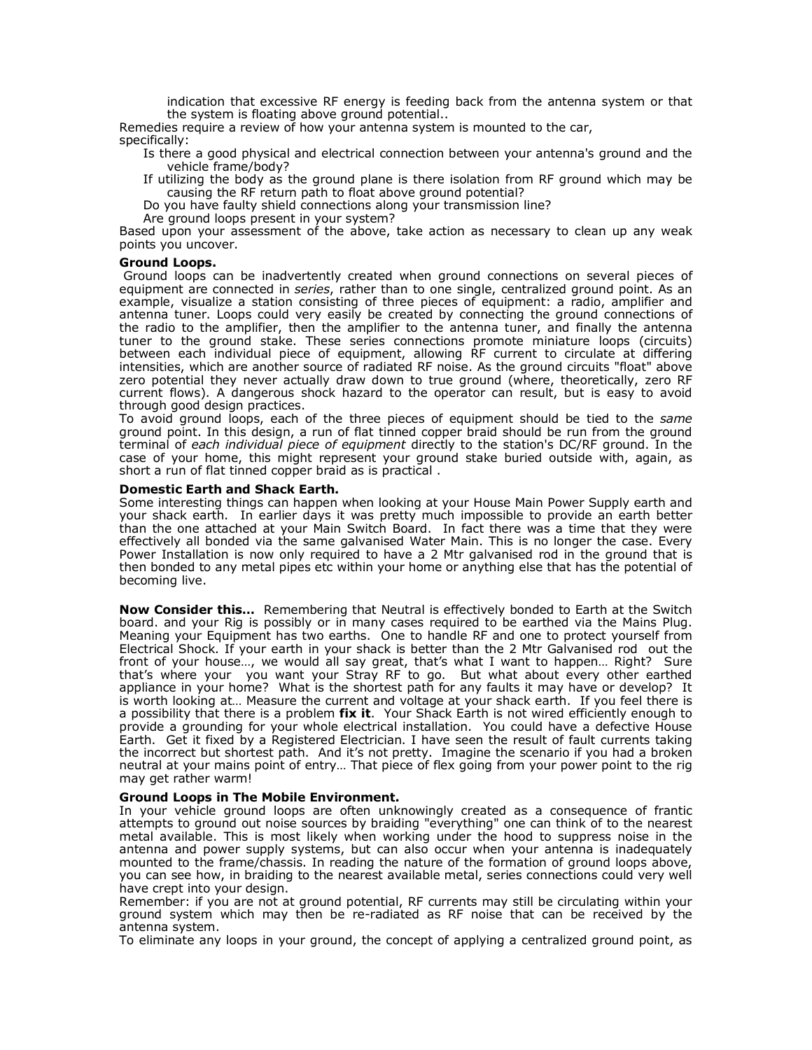indication that excessive RF energy is feeding back from the antenna system or that the system is floating above ground potential..

Remedies require a review of how your antenna system is mounted to the car, specifically:

- Is there a good physical and electrical connection between your antenna's ground and the vehicle frame/body?
- If utilizing the body as the ground plane is there isolation from RF ground which may be causing the RF return path to float above ground potential?
- Do you have faulty shield connections along your transmission line?
- Are ground loops present in your system?

Based upon your assessment of the above, take action as necessary to clean up any weak points you uncover.

**Ground Loops.**

Ground loops can be inadvertently created when ground connections on several pieces of equipment are connected in *series*, rather than to one single, centralized ground point. As an example, visualize a station consisting of three pieces of equipment: a radio, amplifier and antenna tuner. Loops could very easily be created by connecting the ground connections of the radio to the amplifier, then the amplifier to the antenna tuner, and finally the antenna tuner to the ground stake. These series connections promote miniature loops (circuits) between each individual piece of equipment, allowing RF current to circulate at differing intensities, which are another source of radiated RF noise. As the ground circuits "float" above zero potential they never actually draw down to true ground (where, theoretically, zero RF current flows). A dangerous shock hazard to the operator can result, but is easy to avoid through good design practices.

To avoid ground loops, each of the three pieces of equipment should be tied to the *same* ground point. In this design, a run of flat tinned copper braid should be run from the ground terminal of *each individual piece of equipment* directly to the station's DC/RF ground. In the case of your home, this might represent your ground stake buried outside with, again, as short a run of flat tinned copper braid as is practical .

**Domestic Earth and Shack Earth.**

Some interesting things can happen when looking at your House Main Power Supply earth and your shack earth. In earlier days it was pretty much impossible to provide an earth better than the one attached at your Main Switch Board. In fact there was a time that they were effectively all bonded via the same galvanised Water Main. This is no longer the case. Every Power Installation is now only required to have a 2 Mtr galvanised rod in the ground that is then bonded to any metal pipes etc within your home or anything else that has the potential of becoming live.

**Now Consider this...** Remembering that Neutral is effectively bonded to Earth at the Switch board. and your Rig is possibly or in many cases required to be earthed via the Mains Plug. Meaning your Equipment has two earths. One to handle RF and one to protect yourself from Electrical Shock. If your earth in your shack is better than the 2 Mtr Galvanised rod out the front of your house…, we would all say great, that's what I want to happen… Right? Sure that's where your you want your Stray RF to go. But what about every other earthed appliance in your home? What is the shortest path for any faults it may have or develop? It is worth looking at… Measure the current and voltage at your shack earth. If you feel there is a possibility that there is a problem **fix it**. Your Shack Earth is not wired efficiently enough to provide a grounding for your whole electrical installation. You could have a defective House Earth. Get it fixed by a Registered Electrician. I have seen the result of fault currents taking the incorrect but shortest path. And it's not pretty. Imagine the scenario if you had a broken neutral at your mains point of entry… That piece of flex going from your power point to the rig may get rather warm!

**Ground Loops in The Mobile Environment.**

In your vehicle ground loops are often unknowingly created as a consequence of frantic attempts to ground out noise sources by braiding "everything" one can think of to the nearest metal available. This is most likely when working under the hood to suppress noise in the antenna and power supply systems, but can also occur when your antenna is inadequately mounted to the frame/chassis. In reading the nature of the formation of ground loops above, you can see how, in braiding to the nearest available metal, series connections could very well have crept into your design.

Remember: if you are not at ground potential, RF currents may still be circulating within your ground system which may then be re-radiated as RF noise that can be received by the antenna system.

To eliminate any loops in your ground, the concept of applying a centralized ground point, as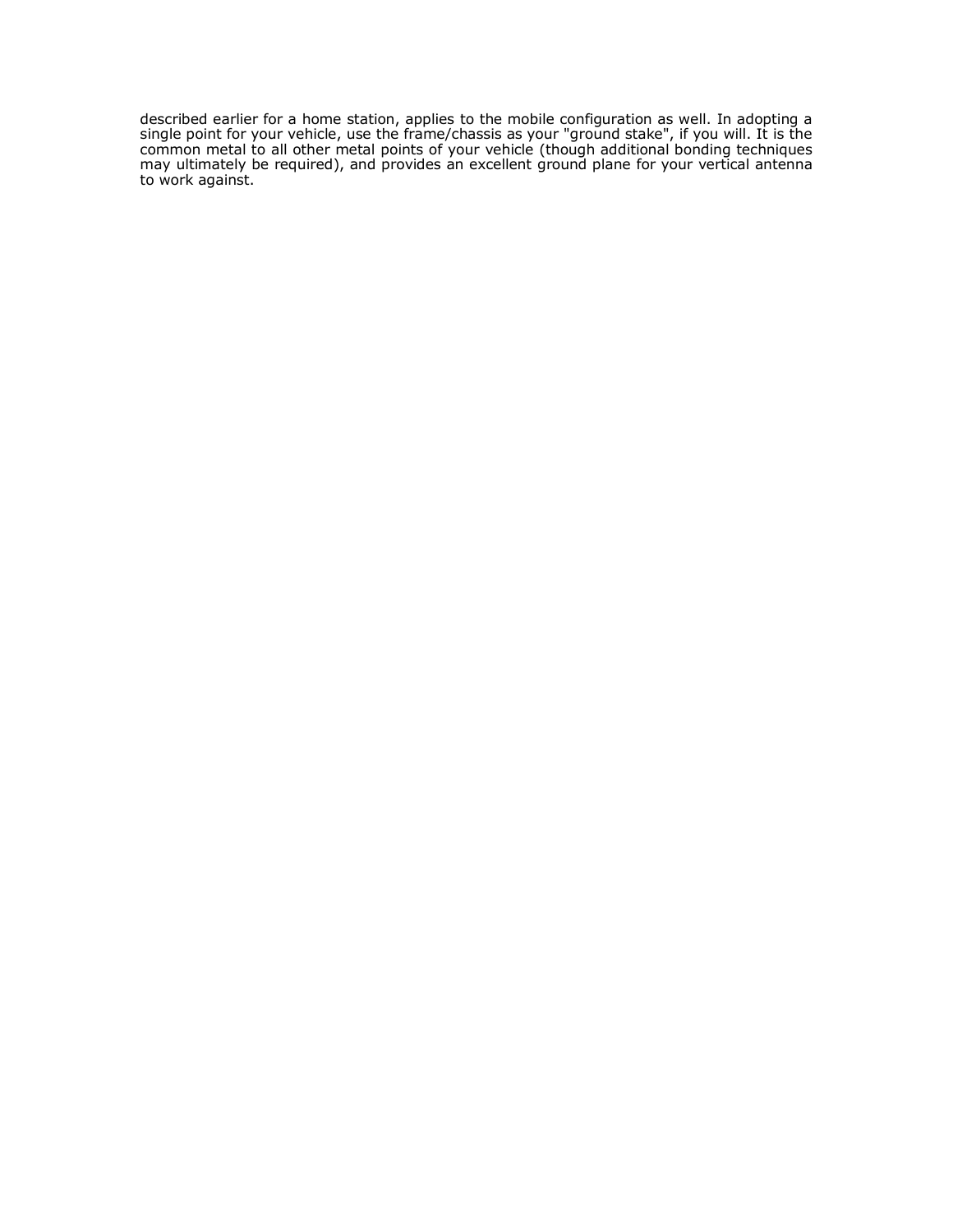described earlier for a home station, applies to the mobile configuration as well. In adopting a single point for your vehicle, use the frame/chassis as your "ground stake", if you will. It is the common metal to all other metal points of your vehicle (though additional bonding techniques may ultimately be required), and provides an excellent ground plane for your vertical antenna to work against.